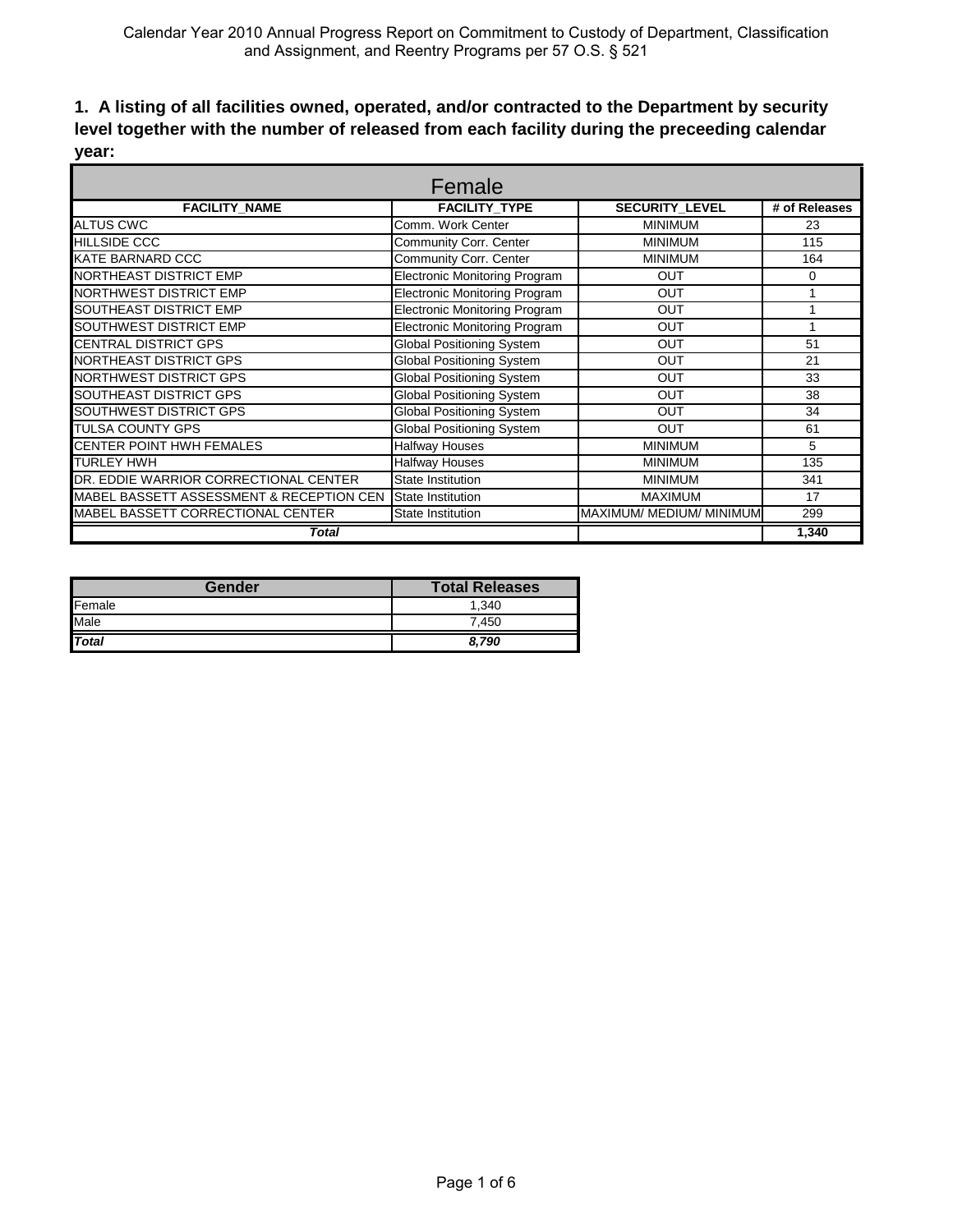Calendar Year 2010 Annual Progress Report on Commitment to Custody of Department, Classification and Assignment, and Reentry Programs per 57 O.S. § 521

**1. A listing of all facilities owned, operated, and/or contracted to the Department by security level together with the number of released from each facility during the preceeding calendar year:**

| Female | | | |
|---|---|---|---|
| **FACILITY_NAME** | **FACILITY_TYPE** | **SECURITY_LEVEL** | **# of Releases** |
| ALTUS CWC | Comm. Work Center | MINIMUM | 23 |
| HILLSIDE CCC | Community Corr. Center | MINIMUM | 115 |
| KATE BARNARD CCC | Community Corr. Center | MINIMUM | 164 |
| NORTHEAST DISTRICT EMP | Electronic Monitoring Program | OUT | 0 |
| NORTHWEST DISTRICT EMP | Electronic Monitoring Program | OUT | 1 |
| SOUTHEAST DISTRICT EMP | Electronic Monitoring Program | OUT | 1 |
| SOUTHWEST DISTRICT EMP | Electronic Monitoring Program | OUT | 1 |
| CENTRAL DISTRICT GPS | Global Positioning System | OUT | 51 |
| NORTHEAST DISTRICT GPS | Global Positioning System | OUT | 21 |
| NORTHWEST DISTRICT GPS | Global Positioning System | OUT | 33 |
| SOUTHEAST DISTRICT GPS | Global Positioning System | OUT | 38 |
| SOUTHWEST DISTRICT GPS | Global Positioning System | OUT | 34 |
| TULSA COUNTY GPS | Global Positioning System | OUT | 61 |
| CENTER POINT HWH FEMALES | Halfway Houses | MINIMUM | 5 |
| TURLEY HWH | Halfway Houses | MINIMUM | 135 |
| DR. EDDIE WARRIOR CORRECTIONAL CENTER | State Institution | MINIMUM | 341 |
| MABEL BASSETT ASSESSMENT & RECEPTION CEN | State Institution | MAXIMUM | 17 |
| MABEL BASSETT CORRECTIONAL CENTER | State Institution | MAXIMUM/ MEDIUM/ MINIMUM | 299 |
| ***Total*** | | | **1,340** |

| Gender | Total Releases |
|---|---|
| Female | 1,340 |
| Male | 7,450 |
| ***Total*** | ***8,790*** |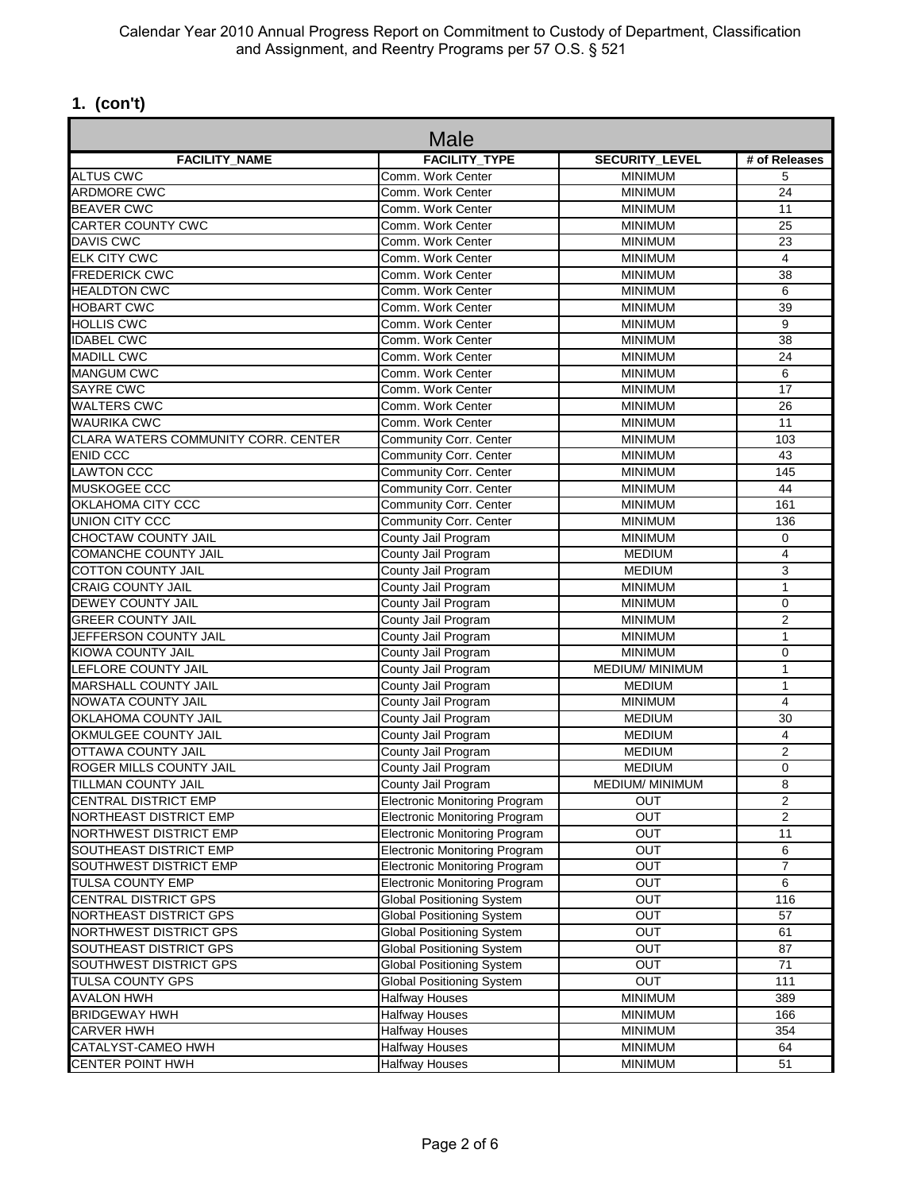Calendar Year 2010 Annual Progress Report on Commitment to Custody of Department, Classification and Assignment, and Reentry Programs per 57 O.S. § 521

## 1. (con't)

| Male | | | |
|---|---|---|---|
| FACILITY_NAME | FACILITY_TYPE | SECURITY_LEVEL | # of Releases |
| ALTUS CWC | Comm. Work Center | MINIMUM | 5 |
| ARDMORE CWC | Comm. Work Center | MINIMUM | 24 |
| BEAVER CWC | Comm. Work Center | MINIMUM | 11 |
| CARTER COUNTY CWC | Comm. Work Center | MINIMUM | 25 |
| DAVIS CWC | Comm. Work Center | MINIMUM | 23 |
| ELK CITY CWC | Comm. Work Center | MINIMUM | 4 |
| FREDERICK CWC | Comm. Work Center | MINIMUM | 38 |
| HEALDTON CWC | Comm. Work Center | MINIMUM | 6 |
| HOBART CWC | Comm. Work Center | MINIMUM | 39 |
| HOLLIS CWC | Comm. Work Center | MINIMUM | 9 |
| IDABEL CWC | Comm. Work Center | MINIMUM | 38 |
| MADILL CWC | Comm. Work Center | MINIMUM | 24 |
| MANGUM CWC | Comm. Work Center | MINIMUM | 6 |
| SAYRE CWC | Comm. Work Center | MINIMUM | 17 |
| WALTERS CWC | Comm. Work Center | MINIMUM | 26 |
| WAURIKA CWC | Comm. Work Center | MINIMUM | 11 |
| CLARA WATERS COMMUNITY CORR. CENTER | Community Corr. Center | MINIMUM | 103 |
| ENID CCC | Community Corr. Center | MINIMUM | 43 |
| LAWTON CCC | Community Corr. Center | MINIMUM | 145 |
| MUSKOGEE CCC | Community Corr. Center | MINIMUM | 44 |
| OKLAHOMA CITY CCC | Community Corr. Center | MINIMUM | 161 |
| UNION CITY CCC | Community Corr. Center | MINIMUM | 136 |
| CHOCTAW COUNTY JAIL | County Jail Program | MINIMUM | 0 |
| COMANCHE COUNTY JAIL | County Jail Program | MEDIUM | 4 |
| COTTON COUNTY JAIL | County Jail Program | MEDIUM | 3 |
| CRAIG COUNTY JAIL | County Jail Program | MINIMUM | 1 |
| DEWEY COUNTY JAIL | County Jail Program | MINIMUM | 0 |
| GREER COUNTY JAIL | County Jail Program | MINIMUM | 2 |
| JEFFERSON COUNTY JAIL | County Jail Program | MINIMUM | 1 |
| KIOWA COUNTY JAIL | County Jail Program | MINIMUM | 0 |
| LEFLORE COUNTY JAIL | County Jail Program | MEDIUM/ MINIMUM | 1 |
| MARSHALL COUNTY JAIL | County Jail Program | MEDIUM | 1 |
| NOWATA COUNTY JAIL | County Jail Program | MINIMUM | 4 |
| OKLAHOMA COUNTY JAIL | County Jail Program | MEDIUM | 30 |
| OKMULGEE COUNTY JAIL | County Jail Program | MEDIUM | 4 |
| OTTAWA COUNTY JAIL | County Jail Program | MEDIUM | 2 |
| ROGER MILLS COUNTY JAIL | County Jail Program | MEDIUM | 0 |
| TILLMAN COUNTY JAIL | County Jail Program | MEDIUM/ MINIMUM | 8 |
| CENTRAL DISTRICT EMP | Electronic Monitoring Program | OUT | 2 |
| NORTHEAST DISTRICT EMP | Electronic Monitoring Program | OUT | 2 |
| NORTHWEST DISTRICT EMP | Electronic Monitoring Program | OUT | 11 |
| SOUTHEAST DISTRICT EMP | Electronic Monitoring Program | OUT | 6 |
| SOUTHWEST DISTRICT EMP | Electronic Monitoring Program | OUT | 7 |
| TULSA COUNTY EMP | Electronic Monitoring Program | OUT | 6 |
| CENTRAL DISTRICT GPS | Global Positioning System | OUT | 116 |
| NORTHEAST DISTRICT GPS | Global Positioning System | OUT | 57 |
| NORTHWEST DISTRICT GPS | Global Positioning System | OUT | 61 |
| SOUTHEAST DISTRICT GPS | Global Positioning System | OUT | 87 |
| SOUTHWEST DISTRICT GPS | Global Positioning System | OUT | 71 |
| TULSA COUNTY GPS | Global Positioning System | OUT | 111 |
| AVALON HWH | Halfway Houses | MINIMUM | 389 |
| BRIDGEWAY HWH | Halfway Houses | MINIMUM | 166 |
| CARVER HWH | Halfway Houses | MINIMUM | 354 |
| CATALYST-CAMEO HWH | Halfway Houses | MINIMUM | 64 |
| CENTER POINT HWH | Halfway Houses | MINIMUM | 51 |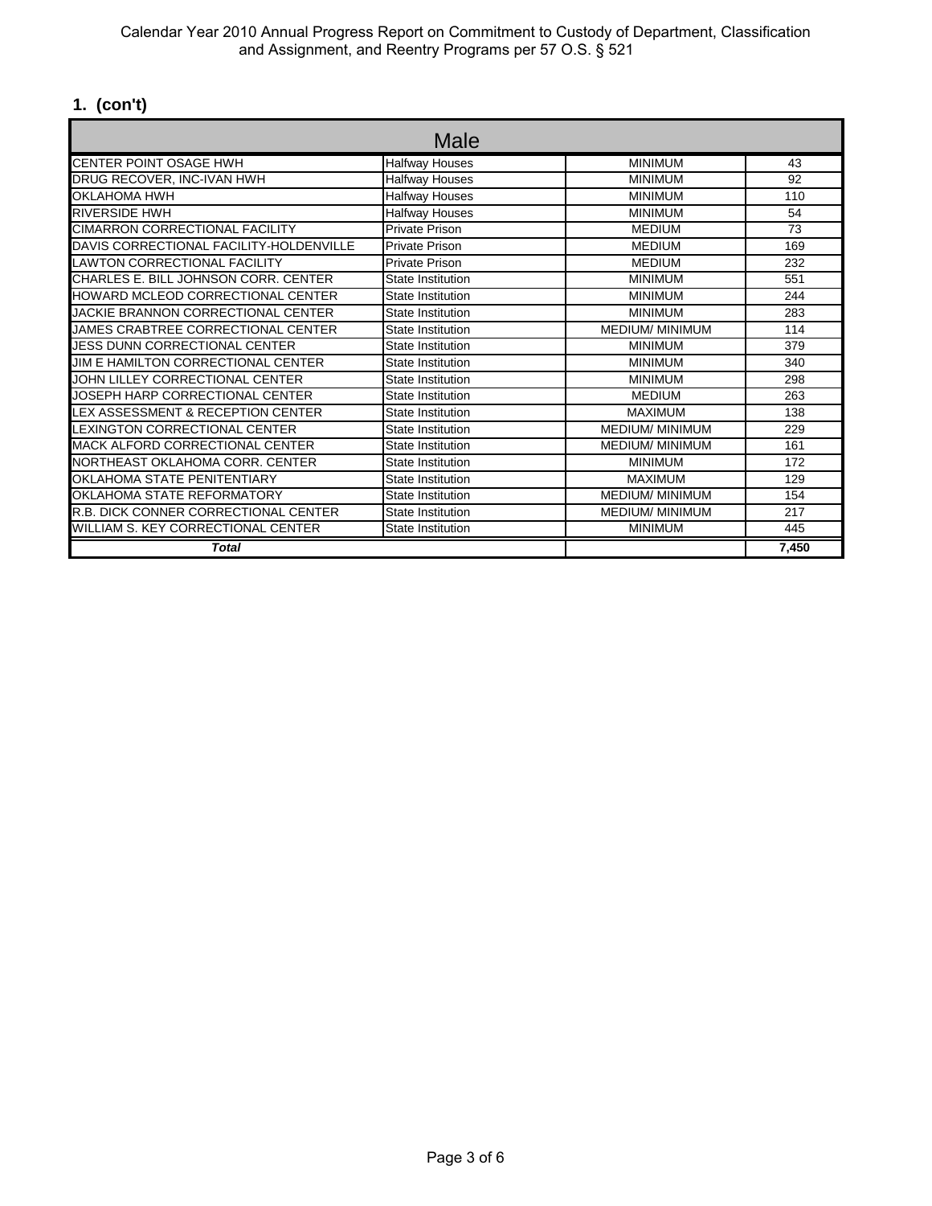Calendar Year 2010 Annual Progress Report on Commitment to Custody of Department, Classification and Assignment, and Reentry Programs per 57 O.S. § 521

## 1. (con't)

| Male | | | |
|---|---|---|---|
| CENTER POINT OSAGE HWH | Halfway Houses | MINIMUM | 43 |
| DRUG RECOVER, INC-IVAN HWH | Halfway Houses | MINIMUM | 92 |
| OKLAHOMA HWH | Halfway Houses | MINIMUM | 110 |
| RIVERSIDE HWH | Halfway Houses | MINIMUM | 54 |
| CIMARRON CORRECTIONAL FACILITY | Private Prison | MEDIUM | 73 |
| DAVIS CORRECTIONAL FACILITY-HOLDENVILLE | Private Prison | MEDIUM | 169 |
| LAWTON CORRECTIONAL FACILITY | Private Prison | MEDIUM | 232 |
| CHARLES E. BILL JOHNSON CORR. CENTER | State Institution | MINIMUM | 551 |
| HOWARD MCLEOD CORRECTIONAL CENTER | State Institution | MINIMUM | 244 |
| JACKIE BRANNON CORRECTIONAL CENTER | State Institution | MINIMUM | 283 |
| JAMES CRABTREE CORRECTIONAL CENTER | State Institution | MEDIUM/ MINIMUM | 114 |
| JESS DUNN CORRECTIONAL CENTER | State Institution | MINIMUM | 379 |
| JIM E HAMILTON CORRECTIONAL CENTER | State Institution | MINIMUM | 340 |
| JOHN LILLEY CORRECTIONAL CENTER | State Institution | MINIMUM | 298 |
| JOSEPH HARP CORRECTIONAL CENTER | State Institution | MEDIUM | 263 |
| LEX ASSESSMENT & RECEPTION CENTER | State Institution | MAXIMUM | 138 |
| LEXINGTON CORRECTIONAL CENTER | State Institution | MEDIUM/ MINIMUM | 229 |
| MACK ALFORD CORRECTIONAL CENTER | State Institution | MEDIUM/ MINIMUM | 161 |
| NORTHEAST OKLAHOMA CORR. CENTER | State Institution | MINIMUM | 172 |
| OKLAHOMA STATE PENITENTIARY | State Institution | MAXIMUM | 129 |
| OKLAHOMA STATE REFORMATORY | State Institution | MEDIUM/ MINIMUM | 154 |
| R.B. DICK CONNER CORRECTIONAL CENTER | State Institution | MEDIUM/ MINIMUM | 217 |
| WILLIAM S. KEY CORRECTIONAL CENTER | State Institution | MINIMUM | 445 |
| ***Total*** | | | **7,450** |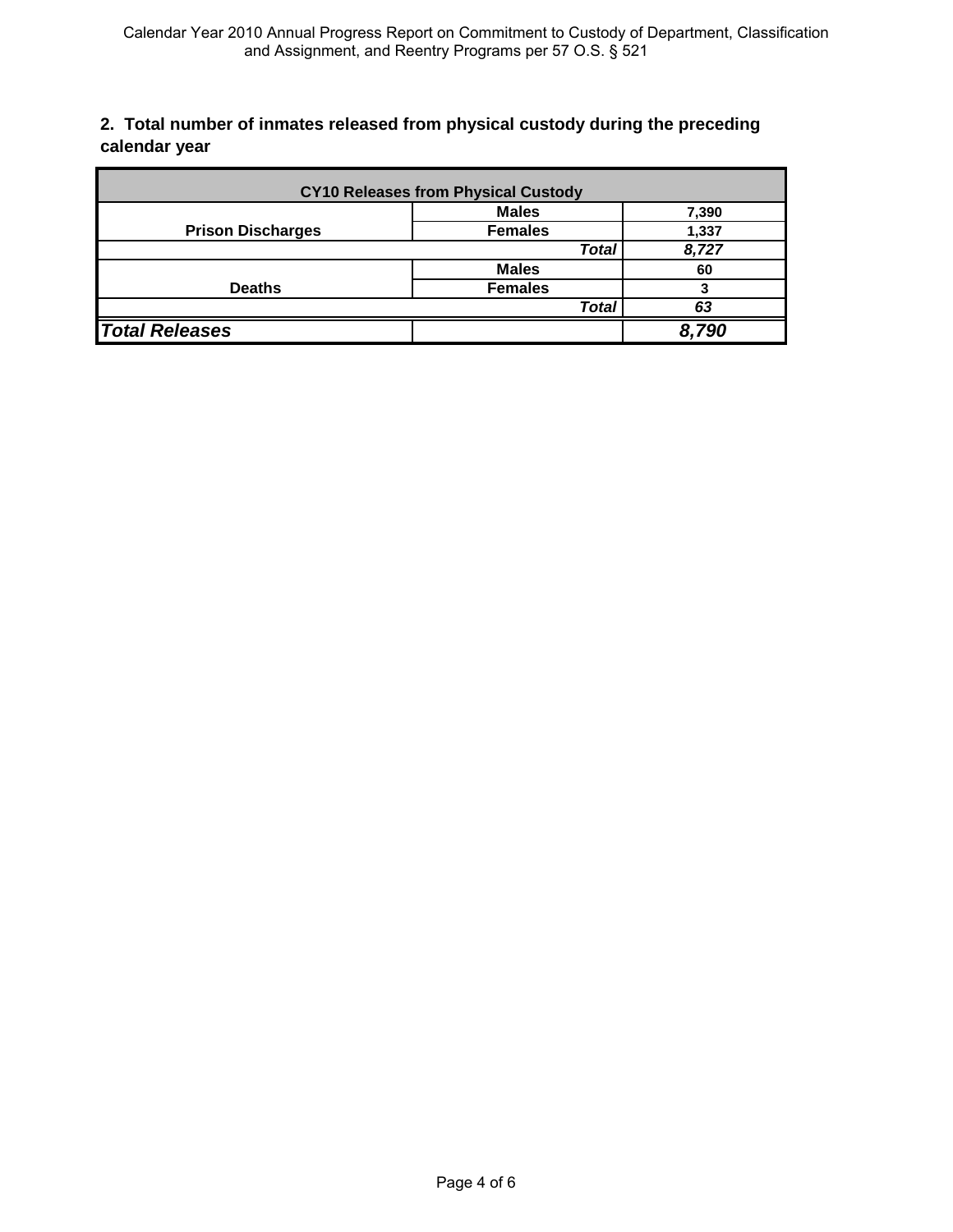## 2. Total number of inmates released from physical custody during the preceding calendar year

| CY10 Releases from Physical Custody | | |
|---|---|---|
| Prison Discharges | Males | 7,390 |
| | Females | 1,337 |
| | ***Total*** | ***8,727*** |
| Deaths | Males | 60 |
| | Females | 3 |
| | ***Total*** | ***63*** |
| ***Total Releases*** | | ***8,790*** |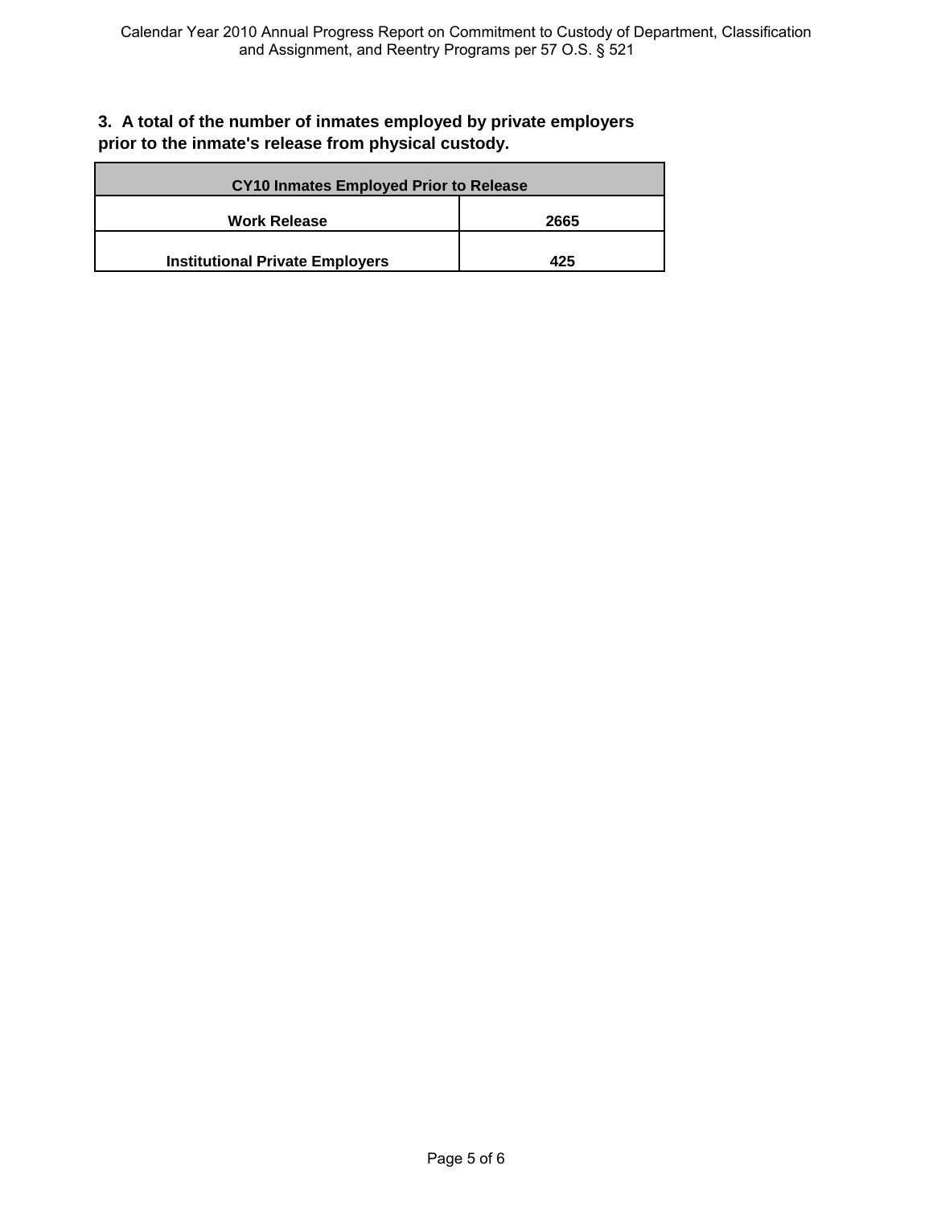**3. A total of the number of inmates employed by private employers prior to the inmate's release from physical custody.**

| CY10 Inmates Employed Prior to Release | |
|---|---|
| Work Release | 2665 |
| Institutional Private Employers | 425 |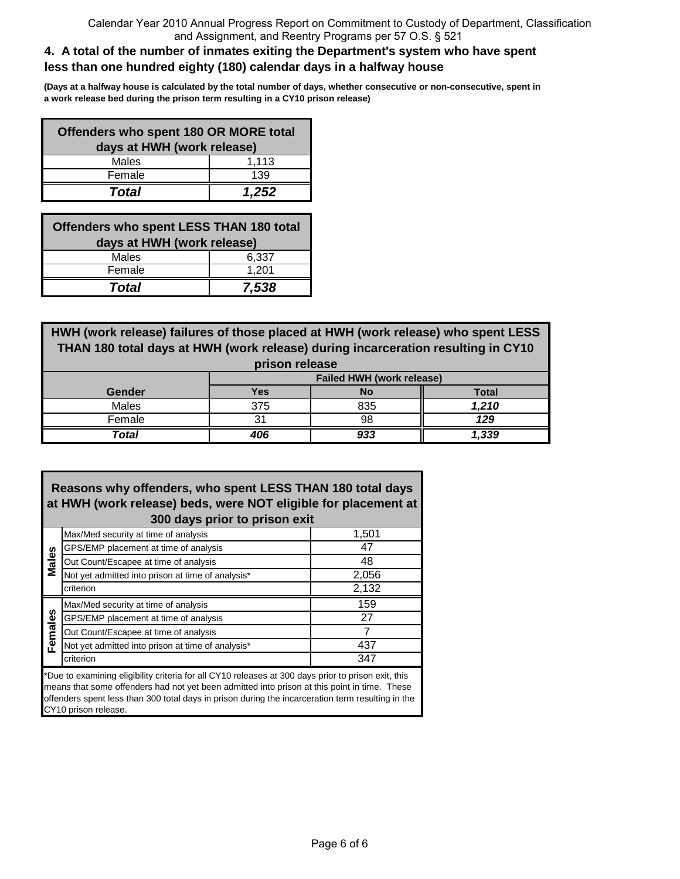Calendar Year 2010 Annual Progress Report on Commitment to Custody of Department, Classification and Assignment, and Reentry Programs per 57 O.S. § 521

## 4. A total of the number of inmates exiting the Department's system who have spent less than one hundred eighty (180) calendar days in a halfway house

**(Days at a halfway house is calculated by the total number of days, whether consecutive or non-consecutive, spent in a work release bed during the prison term resulting in a CY10 prison release)**

| Offenders who spent 180 OR MORE total days at HWH (work release) | |
|---|---|
| Males | 1,113 |
| Female | 139 |
| ***Total*** | ***1,252*** |

| Offenders who spent LESS THAN 180 total days at HWH (work release) | |
|---|---|
| Males | 6,337 |
| Female | 1,201 |
| ***Total*** | ***7,538*** |

| HWH (work release) failures of those placed at HWH (work release) who spent LESS THAN 180 total days at HWH (work release) during incarceration resulting in CY10 prison release | | | |
|---|---|---|---|
| | Failed HWH (work release) | | |
| **Gender** | **Yes** | **No** | **Total** |
| Males | 375 | 835 | ***1,210*** |
| Female | 31 | 98 | ***129*** |
| ***Total*** | ***406*** | ***933*** | ***1,339*** |

| Reasons why offenders, who spent LESS THAN 180 total days at HWH (work release) beds, were NOT eligible for placement at 300 days prior to prison exit | | |
|---|---|---|
| Males | Max/Med security at time of analysis | 1,501 |
| | GPS/EMP placement at time of analysis | 47 |
| | Out Count/Escapee at time of analysis | 48 |
| | Not yet admitted into prison at time of analysis* | 2,056 |
| | criterion | 2,132 |
| Females | Max/Med security at time of analysis | 159 |
| | GPS/EMP placement at time of analysis | 27 |
| | Out Count/Escapee at time of analysis | 7 |
| | Not yet admitted into prison at time of analysis* | 437 |
| | criterion | 347 |

*Due to examining eligibility criteria for all CY10 releases at 300 days prior to prison exit, this means that some offenders had not yet been admitted into prison at this point in time. These offenders spent less than 300 total days in prison during the incarceration term resulting in the CY10 prison release.